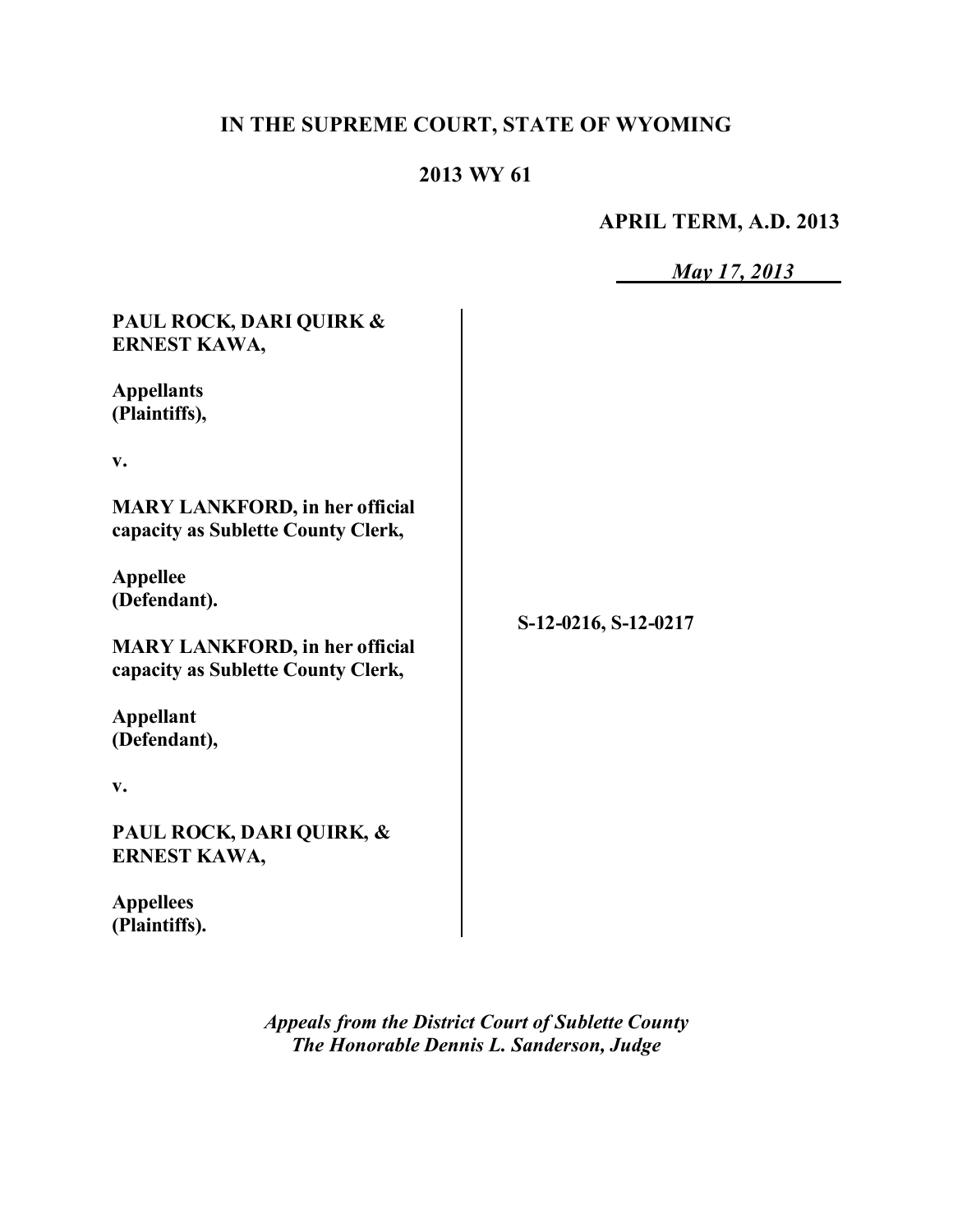**IN THE SUPREME COURT, STATE OF WYOMING**

**2013 WY 61**

**APRIL TERM, A.D. 2013**

*May 17, 2013*

**PAUL ROCK, DARI QUIRK & ERNEST KAWA,**

**Appellants (Plaintiffs),**

**v.**

**MARY LANKFORD, in her official capacity as Sublette County Clerk,**

**Appellee (Defendant).**

**MARY LANKFORD, in her official capacity as Sublette County Clerk,**

**Appellant (Defendant),**

**v.**

**PAUL ROCK, DARI QUIRK, & ERNEST KAWA,**

**Appellees (Plaintiffs).**

S-12-0216, S-12-0217

*Appeals from the District Court of Sublette County*
*The Honorable Dennis L. Sanderson, Judge*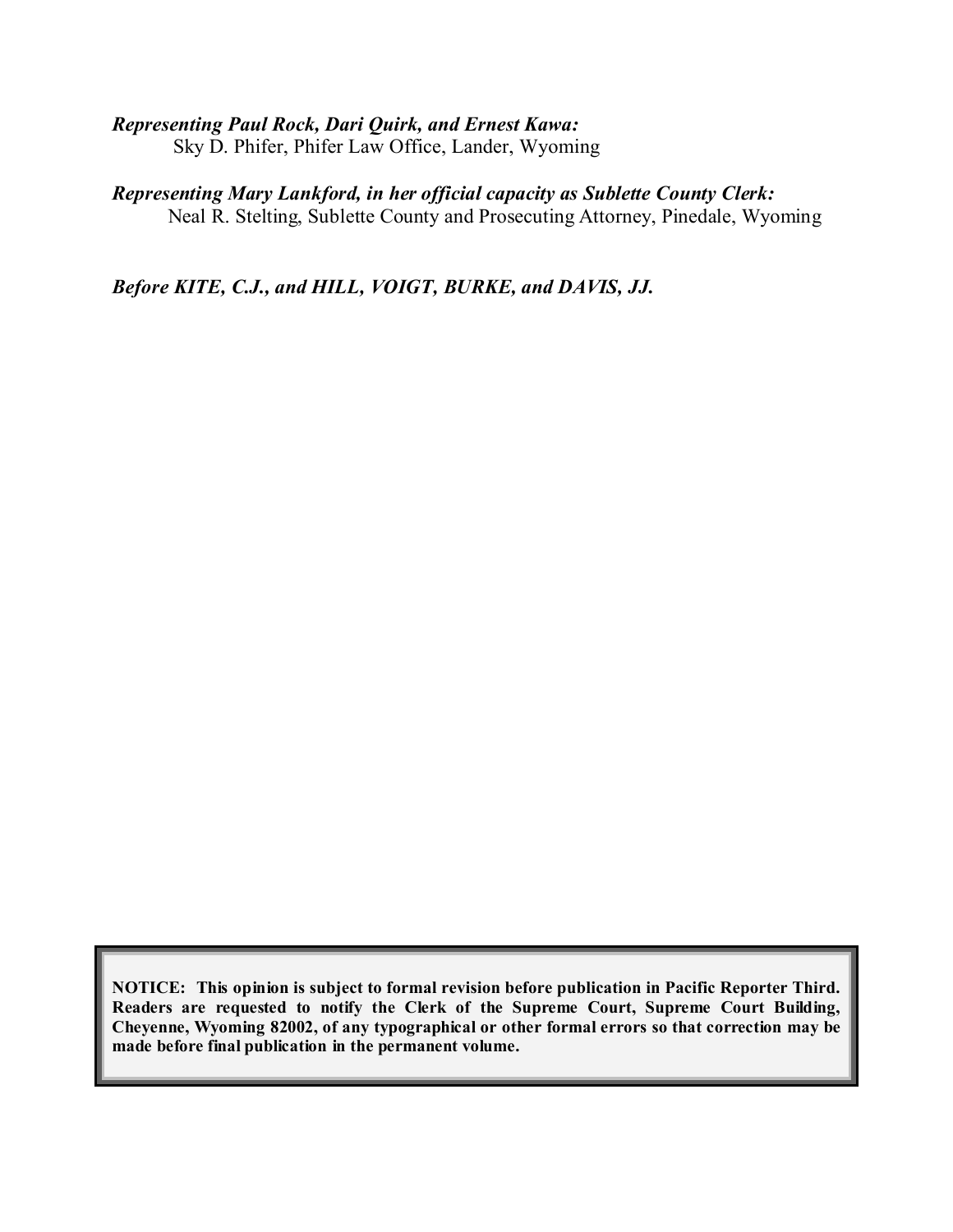***Representing Paul Rock, Dari Quirk, and Ernest Kawa:***
Sky D. Phifer, Phifer Law Office, Lander, Wyoming

***Representing Mary Lankford, in her official capacity as Sublette County Clerk:***
Neal R. Stelting, Sublette County and Prosecuting Attorney, Pinedale, Wyoming

***Before KITE, C.J., and HILL, VOIGT, BURKE, and DAVIS, JJ.***

**NOTICE: This opinion is subject to formal revision before publication in Pacific Reporter Third. Readers are requested to notify the Clerk of the Supreme Court, Supreme Court Building, Cheyenne, Wyoming 82002, of any typographical or other formal errors so that correction may be made before final publication in the permanent volume.**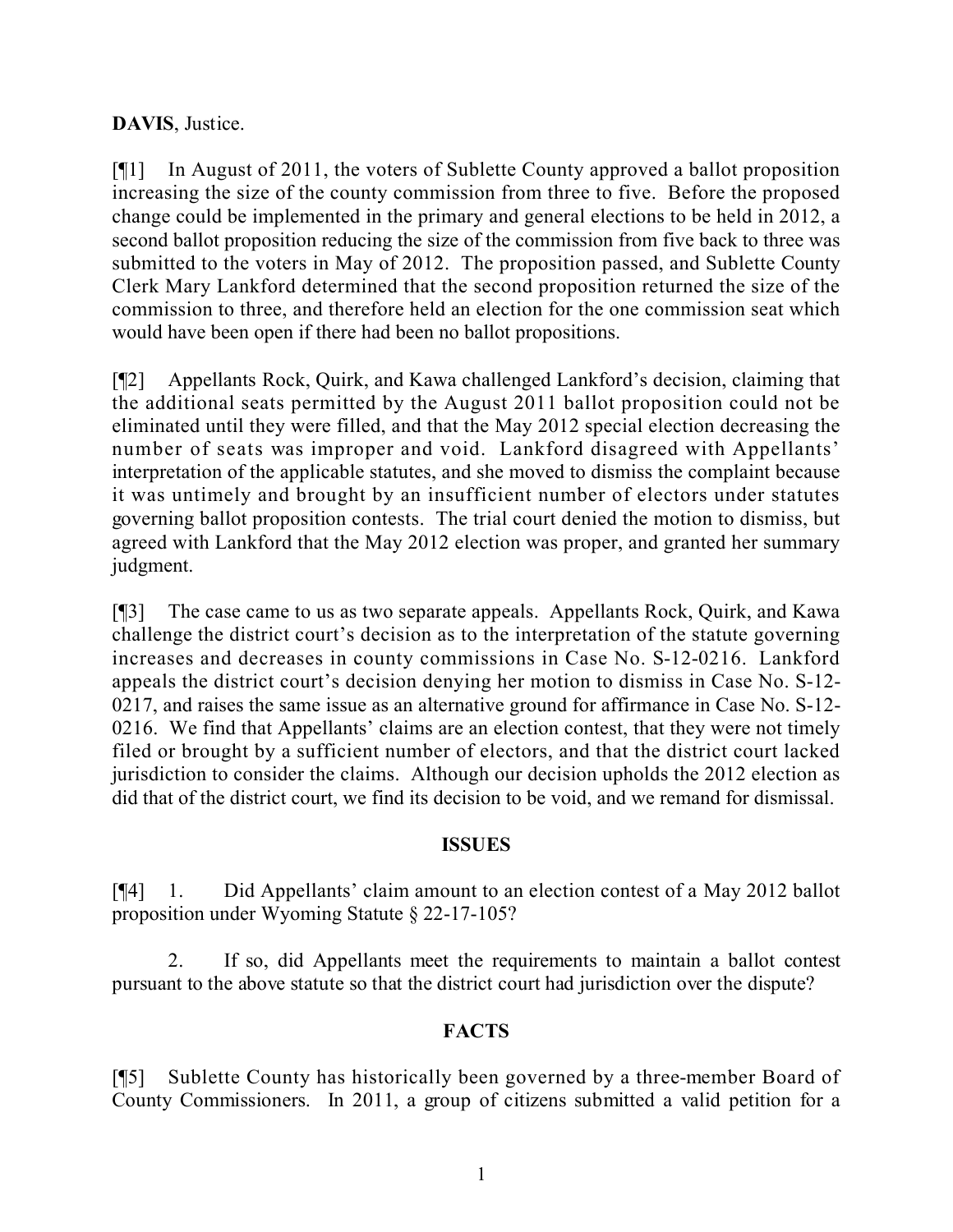**DAVIS**, Justice.

[¶1] In August of 2011, the voters of Sublette County approved a ballot proposition increasing the size of the county commission from three to five. Before the proposed change could be implemented in the primary and general elections to be held in 2012, a second ballot proposition reducing the size of the commission from five back to three was submitted to the voters in May of 2012. The proposition passed, and Sublette County Clerk Mary Lankford determined that the second proposition returned the size of the commission to three, and therefore held an election for the one commission seat which would have been open if there had been no ballot propositions.

[¶2] Appellants Rock, Quirk, and Kawa challenged Lankford's decision, claiming that the additional seats permitted by the August 2011 ballot proposition could not be eliminated until they were filled, and that the May 2012 special election decreasing the number of seats was improper and void. Lankford disagreed with Appellants' interpretation of the applicable statutes, and she moved to dismiss the complaint because it was untimely and brought by an insufficient number of electors under statutes governing ballot proposition contests. The trial court denied the motion to dismiss, but agreed with Lankford that the May 2012 election was proper, and granted her summary judgment.

[¶3] The case came to us as two separate appeals. Appellants Rock, Quirk, and Kawa challenge the district court's decision as to the interpretation of the statute governing increases and decreases in county commissions in Case No. S-12-0216. Lankford appeals the district court's decision denying her motion to dismiss in Case No. S-12-0217, and raises the same issue as an alternative ground for affirmance in Case No. S-12-0216. We find that Appellants' claims are an election contest, that they were not timely filed or brought by a sufficient number of electors, and that the district court lacked jurisdiction to consider the claims. Although our decision upholds the 2012 election as did that of the district court, we find its decision to be void, and we remand for dismissal.

## ISSUES

[¶4] 1. Did Appellants' claim amount to an election contest of a May 2012 ballot proposition under Wyoming Statute § 22-17-105?

2. If so, did Appellants meet the requirements to maintain a ballot contest pursuant to the above statute so that the district court had jurisdiction over the dispute?

## FACTS

[¶5] Sublette County has historically been governed by a three-member Board of County Commissioners. In 2011, a group of citizens submitted a valid petition for a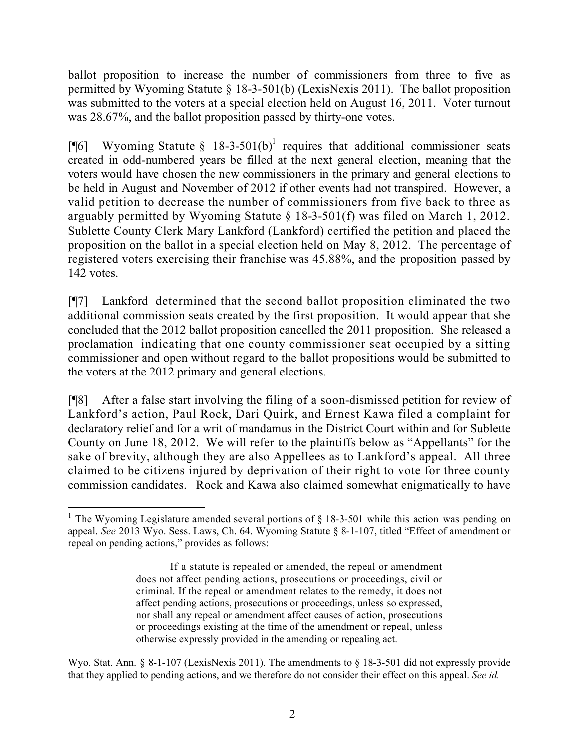ballot proposition to increase the number of commissioners from three to five as permitted by Wyoming Statute § 18-3-501(b) (LexisNexis 2011). The ballot proposition was submitted to the voters at a special election held on August 16, 2011. Voter turnout was 28.67%, and the ballot proposition passed by thirty-one votes.

[¶6] Wyoming Statute § 18-3-501(b)[1] requires that additional commissioner seats created in odd-numbered years be filled at the next general election, meaning that the voters would have chosen the new commissioners in the primary and general elections to be held in August and November of 2012 if other events had not transpired. However, a valid petition to decrease the number of commissioners from five back to three as arguably permitted by Wyoming Statute § 18-3-501(f) was filed on March 1, 2012. Sublette County Clerk Mary Lankford (Lankford) certified the petition and placed the proposition on the ballot in a special election held on May 8, 2012. The percentage of registered voters exercising their franchise was 45.88%, and the proposition passed by 142 votes.

[¶7] Lankford determined that the second ballot proposition eliminated the two additional commission seats created by the first proposition. It would appear that she concluded that the 2012 ballot proposition cancelled the 2011 proposition. She released a proclamation indicating that one county commissioner seat occupied by a sitting commissioner and open without regard to the ballot propositions would be submitted to the voters at the 2012 primary and general elections.

[¶8] After a false start involving the filing of a soon-dismissed petition for review of Lankford's action, Paul Rock, Dari Quirk, and Ernest Kawa filed a complaint for declaratory relief and for a writ of mandamus in the District Court within and for Sublette County on June 18, 2012. We will refer to the plaintiffs below as "Appellants" for the sake of brevity, although they are also Appellees as to Lankford's appeal. All three claimed to be citizens injured by deprivation of their right to vote for three county commission candidates. Rock and Kawa also claimed somewhat enigmatically to have

---

[1] The Wyoming Legislature amended several portions of § 18-3-501 while this action was pending on appeal. *See* 2013 Wyo. Sess. Laws, Ch. 64. Wyoming Statute § 8-1-107, titled "Effect of amendment or repeal on pending actions," provides as follows:

> If a statute is repealed or amended, the repeal or amendment does not affect pending actions, prosecutions or proceedings, civil or criminal. If the repeal or amendment relates to the remedy, it does not affect pending actions, prosecutions or proceedings, unless so expressed, nor shall any repeal or amendment affect causes of action, prosecutions or proceedings existing at the time of the amendment or repeal, unless otherwise expressly provided in the amending or repealing act.

Wyo. Stat. Ann. § 8-1-107 (LexisNexis 2011). The amendments to § 18-3-501 did not expressly provide that they applied to pending actions, and we therefore do not consider their effect on this appeal. *See id.*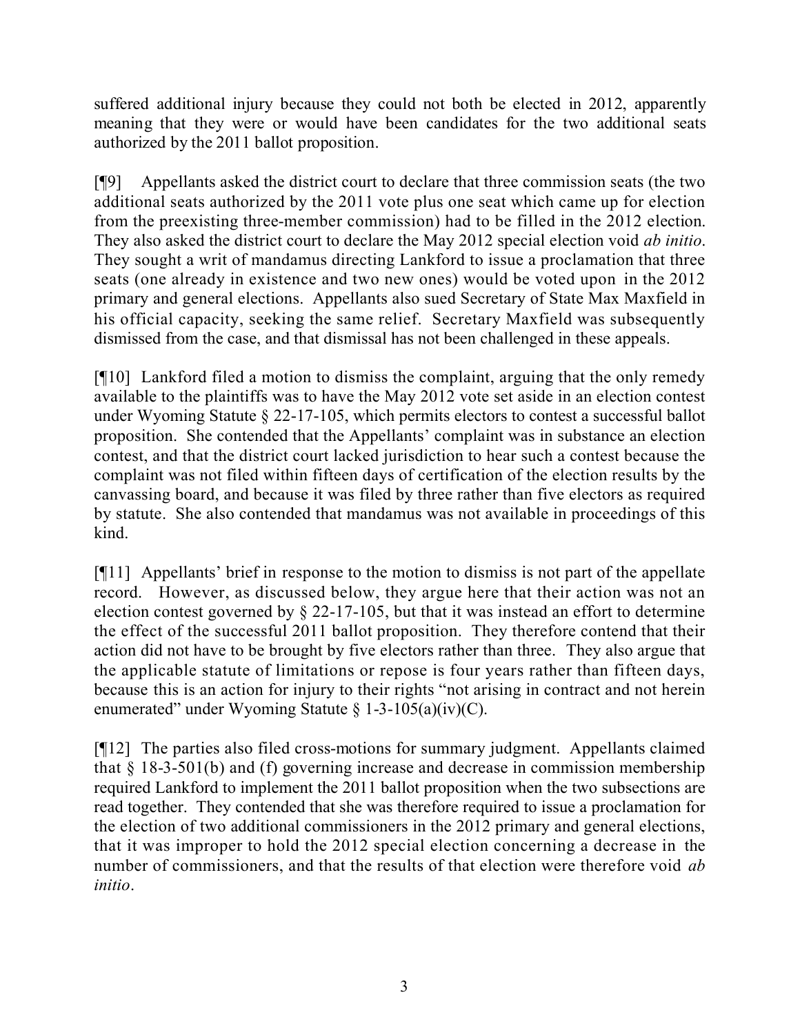suffered additional injury because they could not both be elected in 2012, apparently meaning that they were or would have been candidates for the two additional seats authorized by the 2011 ballot proposition.

[¶9] Appellants asked the district court to declare that three commission seats (the two additional seats authorized by the 2011 vote plus one seat which came up for election from the preexisting three-member commission) had to be filled in the 2012 election. They also asked the district court to declare the May 2012 special election void *ab initio*. They sought a writ of mandamus directing Lankford to issue a proclamation that three seats (one already in existence and two new ones) would be voted upon in the 2012 primary and general elections. Appellants also sued Secretary of State Max Maxfield in his official capacity, seeking the same relief. Secretary Maxfield was subsequently dismissed from the case, and that dismissal has not been challenged in these appeals.

[¶10] Lankford filed a motion to dismiss the complaint, arguing that the only remedy available to the plaintiffs was to have the May 2012 vote set aside in an election contest under Wyoming Statute § 22-17-105, which permits electors to contest a successful ballot proposition. She contended that the Appellants' complaint was in substance an election contest, and that the district court lacked jurisdiction to hear such a contest because the complaint was not filed within fifteen days of certification of the election results by the canvassing board, and because it was filed by three rather than five electors as required by statute. She also contended that mandamus was not available in proceedings of this kind.

[¶11] Appellants' brief in response to the motion to dismiss is not part of the appellate record. However, as discussed below, they argue here that their action was not an election contest governed by § 22-17-105, but that it was instead an effort to determine the effect of the successful 2011 ballot proposition. They therefore contend that their action did not have to be brought by five electors rather than three. They also argue that the applicable statute of limitations or repose is four years rather than fifteen days, because this is an action for injury to their rights "not arising in contract and not herein enumerated" under Wyoming Statute § 1-3-105(a)(iv)(C).

[¶12] The parties also filed cross-motions for summary judgment. Appellants claimed that § 18-3-501(b) and (f) governing increase and decrease in commission membership required Lankford to implement the 2011 ballot proposition when the two subsections are read together. They contended that she was therefore required to issue a proclamation for the election of two additional commissioners in the 2012 primary and general elections, that it was improper to hold the 2012 special election concerning a decrease in the number of commissioners, and that the results of that election were therefore void *ab initio*.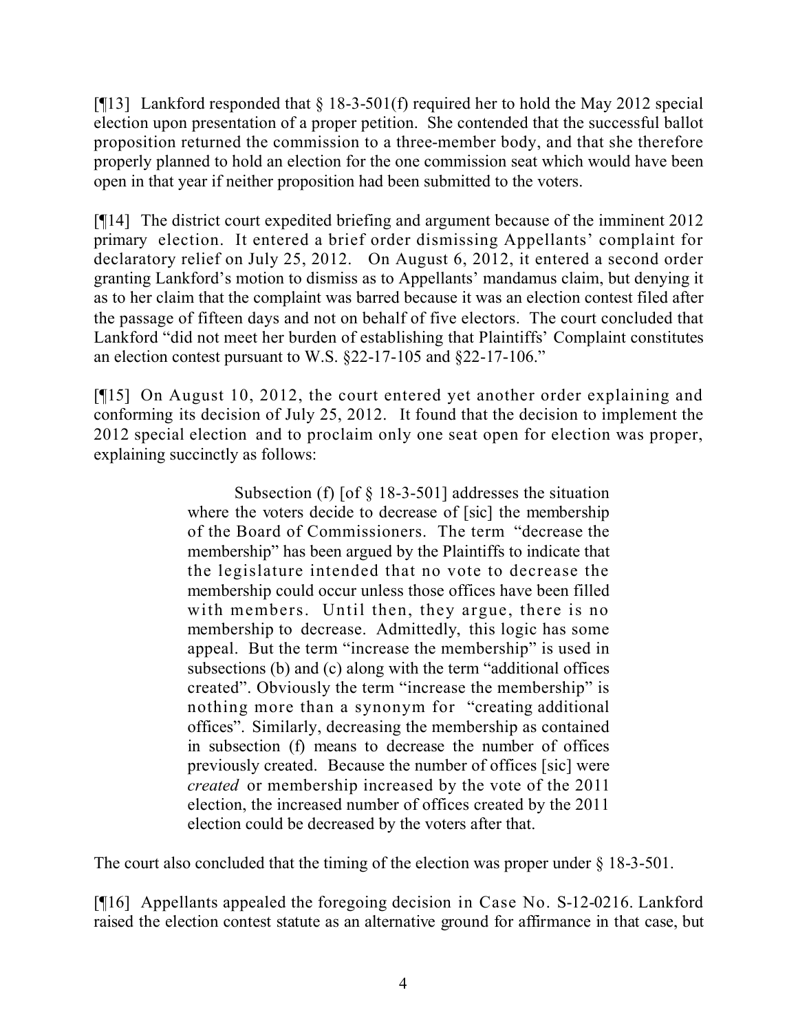[¶13] Lankford responded that § 18-3-501(f) required her to hold the May 2012 special election upon presentation of a proper petition. She contended that the successful ballot proposition returned the commission to a three-member body, and that she therefore properly planned to hold an election for the one commission seat which would have been open in that year if neither proposition had been submitted to the voters.

[¶14] The district court expedited briefing and argument because of the imminent 2012 primary election. It entered a brief order dismissing Appellants' complaint for declaratory relief on July 25, 2012. On August 6, 2012, it entered a second order granting Lankford's motion to dismiss as to Appellants' mandamus claim, but denying it as to her claim that the complaint was barred because it was an election contest filed after the passage of fifteen days and not on behalf of five electors. The court concluded that Lankford "did not meet her burden of establishing that Plaintiffs' Complaint constitutes an election contest pursuant to W.S. §22-17-105 and §22-17-106."

[¶15] On August 10, 2012, the court entered yet another order explaining and conforming its decision of July 25, 2012. It found that the decision to implement the 2012 special election and to proclaim only one seat open for election was proper, explaining succinctly as follows:

> Subsection (f) [of § 18-3-501] addresses the situation where the voters decide to decrease of [sic] the membership of the Board of Commissioners. The term "decrease the membership" has been argued by the Plaintiffs to indicate that the legislature intended that no vote to decrease the membership could occur unless those offices have been filled with members. Until then, they argue, there is no membership to decrease. Admittedly, this logic has some appeal. But the term "increase the membership" is used in subsections (b) and (c) along with the term "additional offices created". Obviously the term "increase the membership" is nothing more than a synonym for "creating additional offices". Similarly, decreasing the membership as contained in subsection (f) means to decrease the number of offices previously created. Because the number of offices [sic] were *created* or membership increased by the vote of the 2011 election, the increased number of offices created by the 2011 election could be decreased by the voters after that.

The court also concluded that the timing of the election was proper under § 18-3-501.

[¶16] Appellants appealed the foregoing decision in Case No. S-12-0216. Lankford raised the election contest statute as an alternative ground for affirmance in that case, but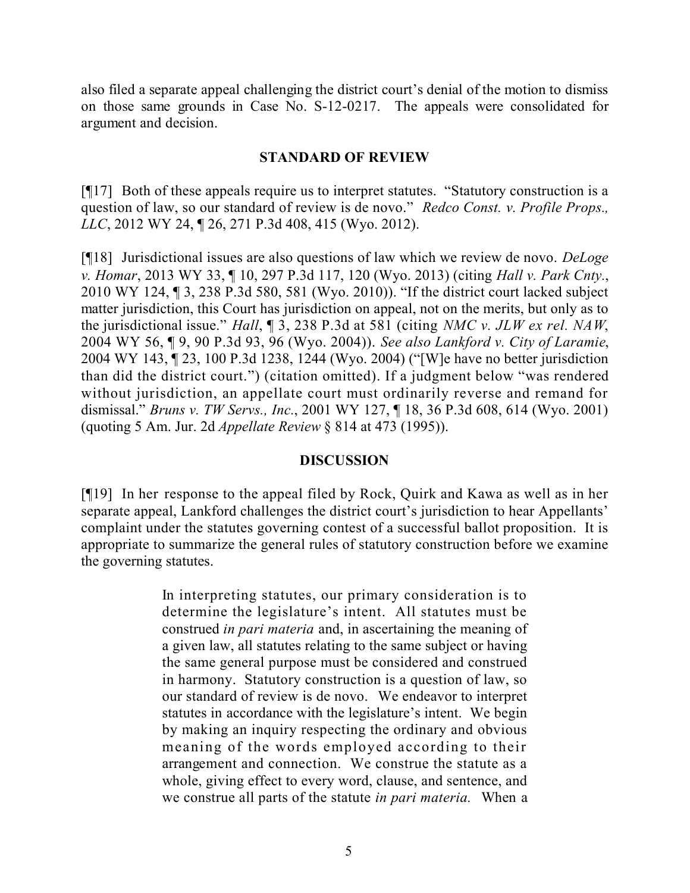also filed a separate appeal challenging the district court's denial of the motion to dismiss on those same grounds in Case No. S-12-0217. The appeals were consolidated for argument and decision.

## STANDARD OF REVIEW

[¶17] Both of these appeals require us to interpret statutes. "Statutory construction is a question of law, so our standard of review is de novo." *Redco Const. v. Profile Props., LLC*, 2012 WY 24, ¶ 26, 271 P.3d 408, 415 (Wyo. 2012).

[¶18] Jurisdictional issues are also questions of law which we review de novo. *DeLoge v. Homar*, 2013 WY 33, ¶ 10, 297 P.3d 117, 120 (Wyo. 2013) (citing *Hall v. Park Cnty.*, 2010 WY 124, ¶ 3, 238 P.3d 580, 581 (Wyo. 2010)). "If the district court lacked subject matter jurisdiction, this Court has jurisdiction on appeal, not on the merits, but only as to the jurisdictional issue." *Hall*, ¶ 3, 238 P.3d at 581 (citing *NMC v. JLW ex rel. NAW*, 2004 WY 56, ¶ 9, 90 P.3d 93, 96 (Wyo. 2004)). *See also Lankford v. City of Laramie*, 2004 WY 143, ¶ 23, 100 P.3d 1238, 1244 (Wyo. 2004) ("[W]e have no better jurisdiction than did the district court.") (citation omitted). If a judgment below "was rendered without jurisdiction, an appellate court must ordinarily reverse and remand for dismissal." *Bruns v. TW Servs., Inc.*, 2001 WY 127, ¶ 18, 36 P.3d 608, 614 (Wyo. 2001) (quoting 5 Am. Jur. 2d *Appellate Review* § 814 at 473 (1995)).

## DISCUSSION

[¶19] In her response to the appeal filed by Rock, Quirk and Kawa as well as in her separate appeal, Lankford challenges the district court's jurisdiction to hear Appellants' complaint under the statutes governing contest of a successful ballot proposition. It is appropriate to summarize the general rules of statutory construction before we examine the governing statutes.

> In interpreting statutes, our primary consideration is to determine the legislature's intent. All statutes must be construed *in pari materia* and, in ascertaining the meaning of a given law, all statutes relating to the same subject or having the same general purpose must be considered and construed in harmony. Statutory construction is a question of law, so our standard of review is de novo. We endeavor to interpret statutes in accordance with the legislature's intent. We begin by making an inquiry respecting the ordinary and obvious meaning of the words employed according to their arrangement and connection. We construe the statute as a whole, giving effect to every word, clause, and sentence, and we construe all parts of the statute *in pari materia.* When a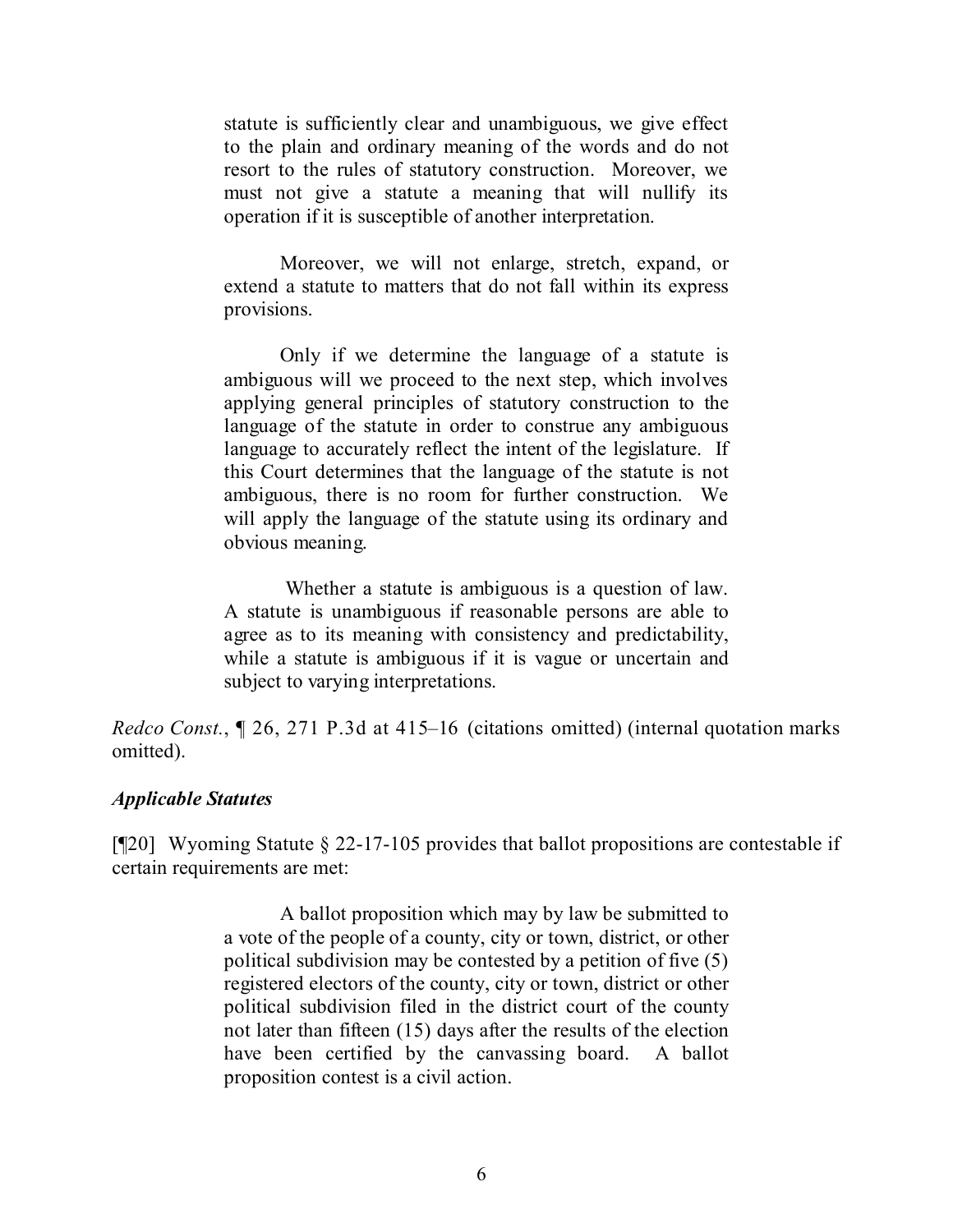> statute is sufficiently clear and unambiguous, we give effect to the plain and ordinary meaning of the words and do not resort to the rules of statutory construction. Moreover, we must not give a statute a meaning that will nullify its operation if it is susceptible of another interpretation.
>
> Moreover, we will not enlarge, stretch, expand, or extend a statute to matters that do not fall within its express provisions.
>
> Only if we determine the language of a statute is ambiguous will we proceed to the next step, which involves applying general principles of statutory construction to the language of the statute in order to construe any ambiguous language to accurately reflect the intent of the legislature. If this Court determines that the language of the statute is not ambiguous, there is no room for further construction. We will apply the language of the statute using its ordinary and obvious meaning.
>
> Whether a statute is ambiguous is a question of law. A statute is unambiguous if reasonable persons are able to agree as to its meaning with consistency and predictability, while a statute is ambiguous if it is vague or uncertain and subject to varying interpretations.

*Redco Const.*, ¶ 26, 271 P.3d at 415–16 (citations omitted) (internal quotation marks omitted).

### *Applicable Statutes*

[¶20] Wyoming Statute § 22-17-105 provides that ballot propositions are contestable if certain requirements are met:

> A ballot proposition which may by law be submitted to a vote of the people of a county, city or town, district, or other political subdivision may be contested by a petition of five (5) registered electors of the county, city or town, district or other political subdivision filed in the district court of the county not later than fifteen (15) days after the results of the election have been certified by the canvassing board. A ballot proposition contest is a civil action.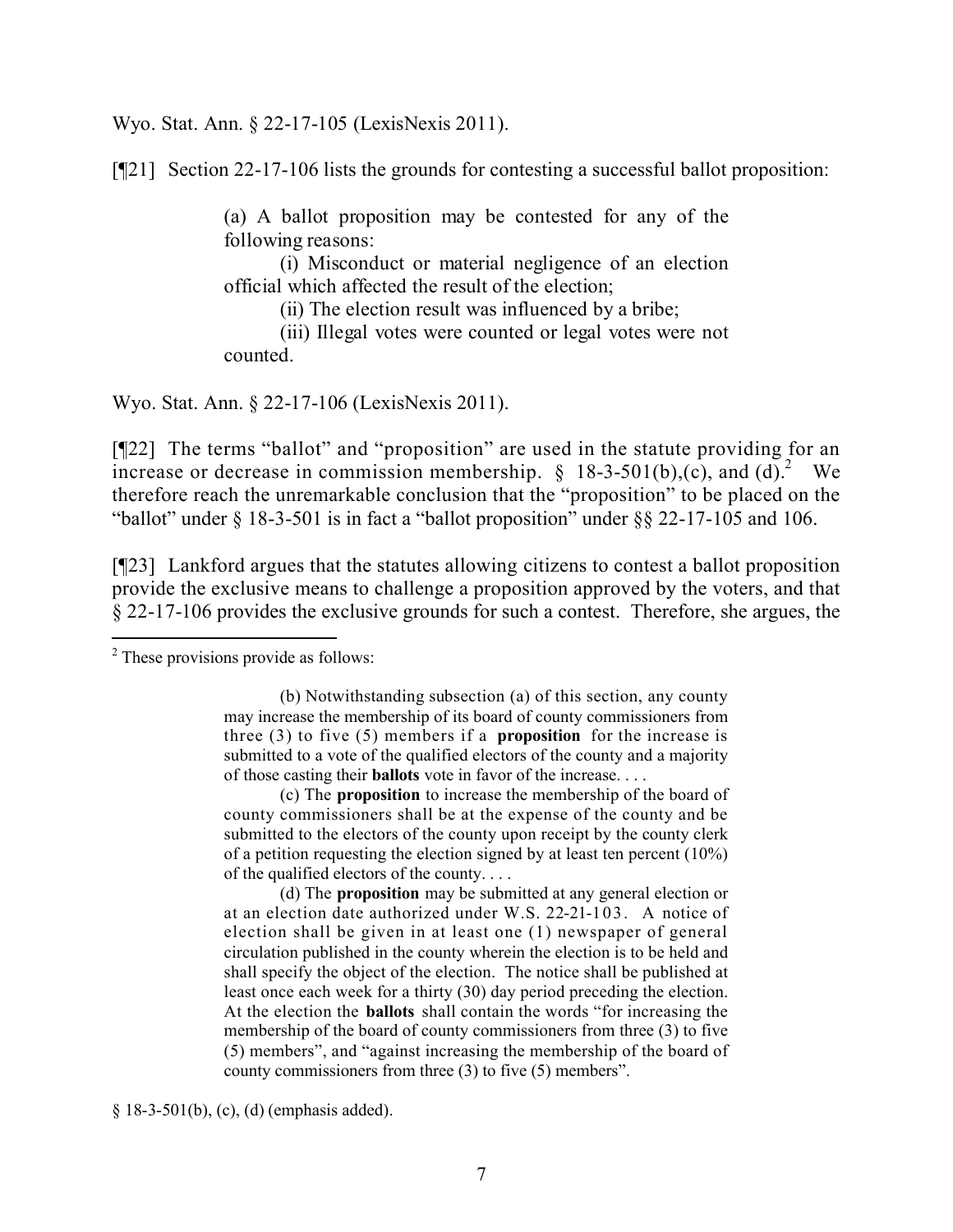Wyo. Stat. Ann. § 22-17-105 (LexisNexis 2011).

[¶21] Section 22-17-106 lists the grounds for contesting a successful ballot proposition:

> (a) A ballot proposition may be contested for any of the following reasons:
>
> (i) Misconduct or material negligence of an election official which affected the result of the election;
>
> (ii) The election result was influenced by a bribe;
>
> (iii) Illegal votes were counted or legal votes were not counted.

Wyo. Stat. Ann. § 22-17-106 (LexisNexis 2011).

[¶22] The terms "ballot" and "proposition" are used in the statute providing for an increase or decrease in commission membership. § 18-3-501(b),(c), and (d).[2] We therefore reach the unremarkable conclusion that the "proposition" to be placed on the "ballot" under § 18-3-501 is in fact a "ballot proposition" under §§ 22-17-105 and 106.

[¶23] Lankford argues that the statutes allowing citizens to contest a ballot proposition provide the exclusive means to challenge a proposition approved by the voters, and that § 22-17-106 provides the exclusive grounds for such a contest. Therefore, she argues, the

---

[2] These provisions provide as follows:

> (b) Notwithstanding subsection (a) of this section, any county may increase the membership of its board of county commissioners from three (3) to five (5) members if a **proposition** for the increase is submitted to a vote of the qualified electors of the county and a majority of those casting their **ballots** vote in favor of the increase. . . .
>
> (c) The **proposition** to increase the membership of the board of county commissioners shall be at the expense of the county and be submitted to the electors of the county upon receipt by the county clerk of a petition requesting the election signed by at least ten percent (10%) of the qualified electors of the county. . . .
>
> (d) The **proposition** may be submitted at any general election or at an election date authorized under W.S. 22-21-103. A notice of election shall be given in at least one (1) newspaper of general circulation published in the county wherein the election is to be held and shall specify the object of the election. The notice shall be published at least once each week for a thirty (30) day period preceding the election. At the election the **ballots** shall contain the words "for increasing the membership of the board of county commissioners from three (3) to five (5) members", and "against increasing the membership of the board of county commissioners from three (3) to five (5) members".

§ 18-3-501(b), (c), (d) (emphasis added).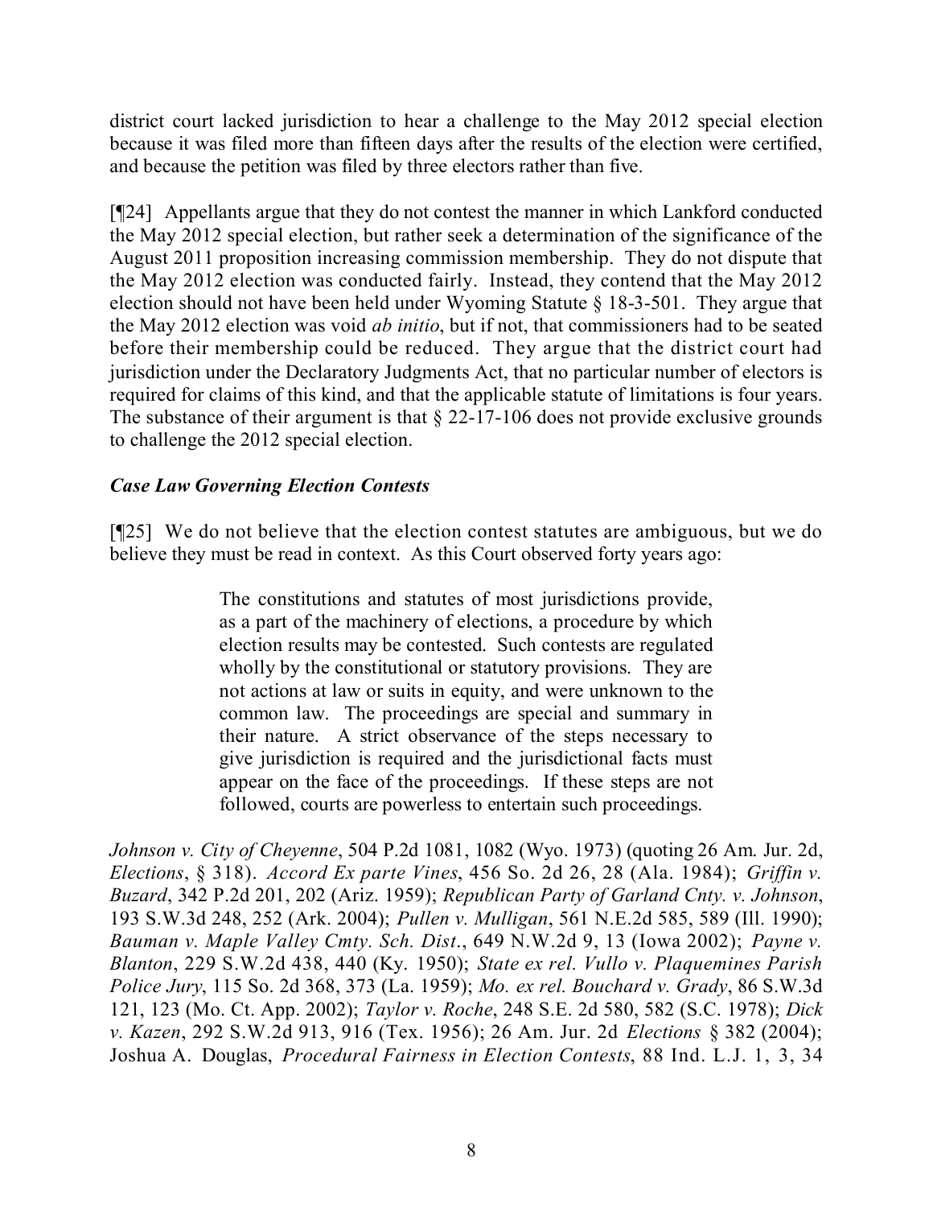district court lacked jurisdiction to hear a challenge to the May 2012 special election because it was filed more than fifteen days after the results of the election were certified, and because the petition was filed by three electors rather than five.

[¶24] Appellants argue that they do not contest the manner in which Lankford conducted the May 2012 special election, but rather seek a determination of the significance of the August 2011 proposition increasing commission membership. They do not dispute that the May 2012 election was conducted fairly. Instead, they contend that the May 2012 election should not have been held under Wyoming Statute § 18-3-501. They argue that the May 2012 election was void *ab initio*, but if not, that commissioners had to be seated before their membership could be reduced. They argue that the district court had jurisdiction under the Declaratory Judgments Act, that no particular number of electors is required for claims of this kind, and that the applicable statute of limitations is four years. The substance of their argument is that § 22-17-106 does not provide exclusive grounds to challenge the 2012 special election.

### *Case Law Governing Election Contests*

[¶25] We do not believe that the election contest statutes are ambiguous, but we do believe they must be read in context. As this Court observed forty years ago:

> The constitutions and statutes of most jurisdictions provide, as a part of the machinery of elections, a procedure by which election results may be contested. Such contests are regulated wholly by the constitutional or statutory provisions. They are not actions at law or suits in equity, and were unknown to the common law. The proceedings are special and summary in their nature. A strict observance of the steps necessary to give jurisdiction is required and the jurisdictional facts must appear on the face of the proceedings. If these steps are not followed, courts are powerless to entertain such proceedings.

*Johnson v. City of Cheyenne*, 504 P.2d 1081, 1082 (Wyo. 1973) (quoting 26 Am. Jur. 2d, *Elections*, § 318). *Accord Ex parte Vines*, 456 So. 2d 26, 28 (Ala. 1984); *Griffin v. Buzard*, 342 P.2d 201, 202 (Ariz. 1959); *Republican Party of Garland Cnty. v. Johnson*, 193 S.W.3d 248, 252 (Ark. 2004); *Pullen v. Mulligan*, 561 N.E.2d 585, 589 (Ill. 1990); *Bauman v. Maple Valley Cmty. Sch. Dist.*, 649 N.W.2d 9, 13 (Iowa 2002); *Payne v. Blanton*, 229 S.W.2d 438, 440 (Ky. 1950); *State ex rel. Vullo v. Plaquemines Parish Police Jury*, 115 So. 2d 368, 373 (La. 1959); *Mo. ex rel. Bouchard v. Grady*, 86 S.W.3d 121, 123 (Mo. Ct. App. 2002); *Taylor v. Roche*, 248 S.E. 2d 580, 582 (S.C. 1978); *Dick v. Kazen*, 292 S.W.2d 913, 916 (Tex. 1956); 26 Am. Jur. 2d *Elections* § 382 (2004); Joshua A. Douglas, *Procedural Fairness in Election Contests*, 88 Ind. L.J. 1, 3, 34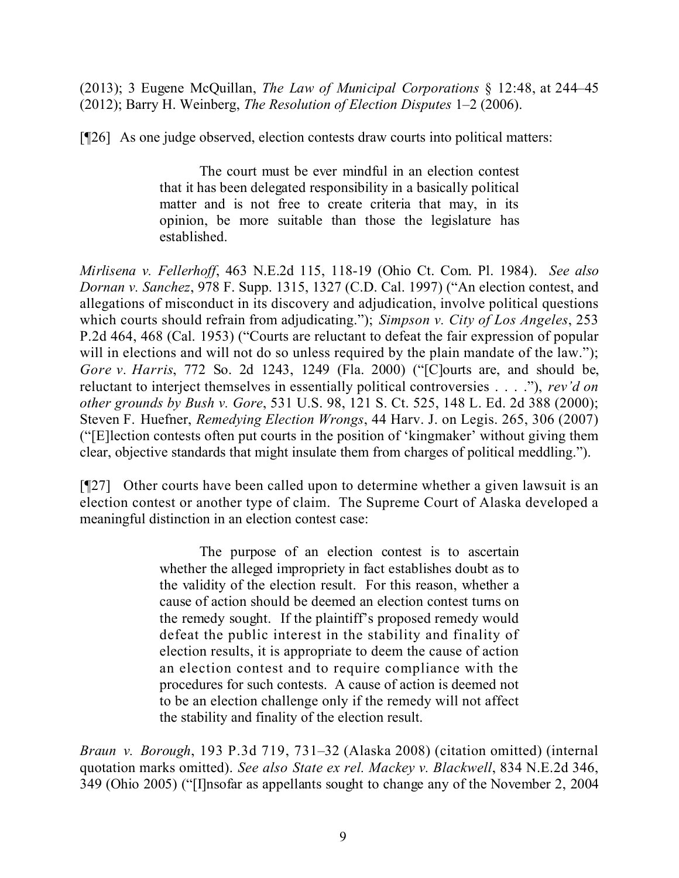(2013); 3 Eugene McQuillan, *The Law of Municipal Corporations* § 12:48, at 244–45 (2012); Barry H. Weinberg, *The Resolution of Election Disputes* 1–2 (2006).

[¶26] As one judge observed, election contests draw courts into political matters:

> The court must be ever mindful in an election contest that it has been delegated responsibility in a basically political matter and is not free to create criteria that may, in its opinion, be more suitable than those the legislature has established.

*Mirlisena v. Fellerhoff*, 463 N.E.2d 115, 118-19 (Ohio Ct. Com. Pl. 1984). *See also Dornan v. Sanchez*, 978 F. Supp. 1315, 1327 (C.D. Cal. 1997) ("An election contest, and allegations of misconduct in its discovery and adjudication, involve political questions which courts should refrain from adjudicating."); *Simpson v. City of Los Angeles*, 253 P.2d 464, 468 (Cal. 1953) ("Courts are reluctant to defeat the fair expression of popular will in elections and will not do so unless required by the plain mandate of the law."); *Gore v. Harris*, 772 So. 2d 1243, 1249 (Fla. 2000) ("[C]ourts are, and should be, reluctant to interject themselves in essentially political controversies . . . ."), *rev'd on other grounds by Bush v. Gore*, 531 U.S. 98, 121 S. Ct. 525, 148 L. Ed. 2d 388 (2000); Steven F. Huefner, *Remedying Election Wrongs*, 44 Harv. J. on Legis. 265, 306 (2007) ("[E]lection contests often put courts in the position of 'kingmaker' without giving them clear, objective standards that might insulate them from charges of political meddling.").

[¶27] Other courts have been called upon to determine whether a given lawsuit is an election contest or another type of claim. The Supreme Court of Alaska developed a meaningful distinction in an election contest case:

> The purpose of an election contest is to ascertain whether the alleged impropriety in fact establishes doubt as to the validity of the election result. For this reason, whether a cause of action should be deemed an election contest turns on the remedy sought. If the plaintiff's proposed remedy would defeat the public interest in the stability and finality of election results, it is appropriate to deem the cause of action an election contest and to require compliance with the procedures for such contests. A cause of action is deemed not to be an election challenge only if the remedy will not affect the stability and finality of the election result.

*Braun v. Borough*, 193 P.3d 719, 731–32 (Alaska 2008) (citation omitted) (internal quotation marks omitted). *See also State ex rel. Mackey v. Blackwell*, 834 N.E.2d 346, 349 (Ohio 2005) ("[I]nsofar as appellants sought to change any of the November 2, 2004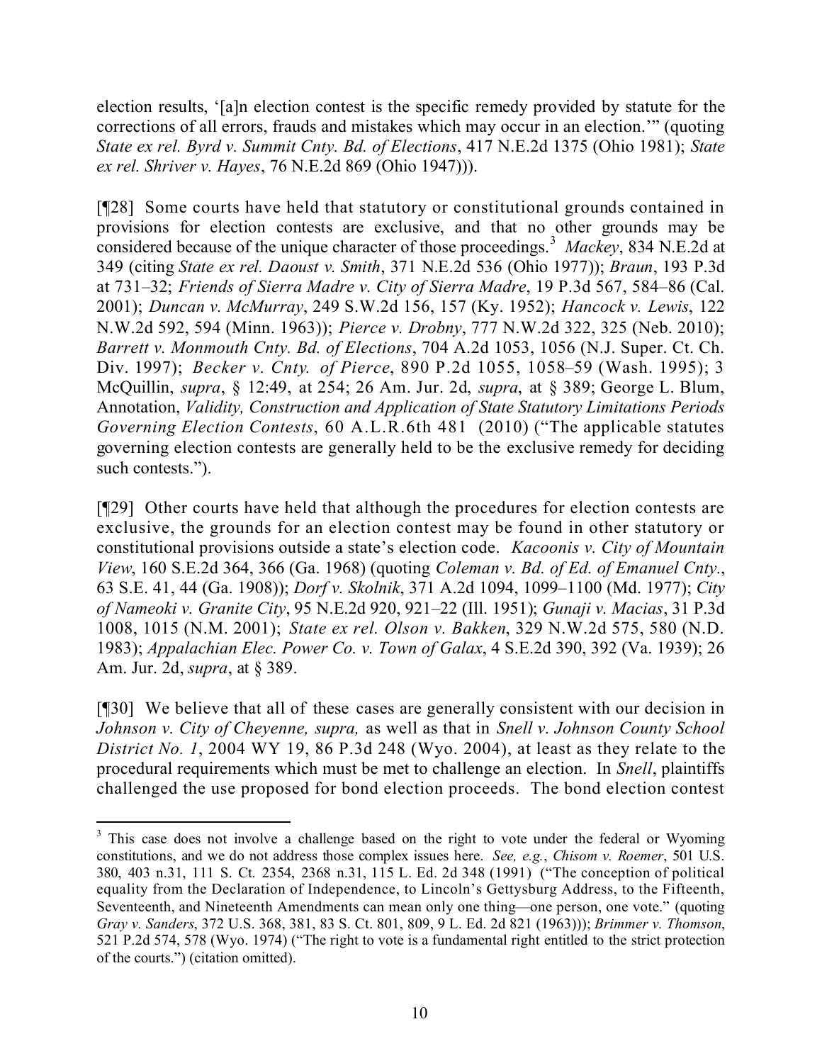election results, '[a]n election contest is the specific remedy provided by statute for the corrections of all errors, frauds and mistakes which may occur in an election.'" (quoting *State ex rel. Byrd v. Summit Cnty. Bd. of Elections*, 417 N.E.2d 1375 (Ohio 1981); *State ex rel. Shriver v. Hayes*, 76 N.E.2d 869 (Ohio 1947))).

[¶28] Some courts have held that statutory or constitutional grounds contained in provisions for election contests are exclusive, and that no other grounds may be considered because of the unique character of those proceedings.[3] *Mackey*, 834 N.E.2d at 349 (citing *State ex rel. Daoust v. Smith*, 371 N.E.2d 536 (Ohio 1977)); *Braun*, 193 P.3d at 731–32; *Friends of Sierra Madre v. City of Sierra Madre*, 19 P.3d 567, 584–86 (Cal. 2001); *Duncan v. McMurray*, 249 S.W.2d 156, 157 (Ky. 1952); *Hancock v. Lewis*, 122 N.W.2d 592, 594 (Minn. 1963)); *Pierce v. Drobny*, 777 N.W.2d 322, 325 (Neb. 2010); *Barrett v. Monmouth Cnty. Bd. of Elections*, 704 A.2d 1053, 1056 (N.J. Super. Ct. Ch. Div. 1997); *Becker v. Cnty. of Pierce*, 890 P.2d 1055, 1058–59 (Wash. 1995); 3 McQuillin, *supra*, § 12:49, at 254; 26 Am. Jur. 2d, *supra*, at § 389; George L. Blum, Annotation, *Validity, Construction and Application of State Statutory Limitations Periods Governing Election Contests*, 60 A.L.R.6th 481 (2010) ("The applicable statutes governing election contests are generally held to be the exclusive remedy for deciding such contests.").

[¶29] Other courts have held that although the procedures for election contests are exclusive, the grounds for an election contest may be found in other statutory or constitutional provisions outside a state's election code. *Kacoonis v. City of Mountain View*, 160 S.E.2d 364, 366 (Ga. 1968) (quoting *Coleman v. Bd. of Ed. of Emanuel Cnty.*, 63 S.E. 41, 44 (Ga. 1908)); *Dorf v. Skolnik*, 371 A.2d 1094, 1099–1100 (Md. 1977); *City of Nameoki v. Granite City*, 95 N.E.2d 920, 921–22 (Ill. 1951); *Gunaji v. Macias*, 31 P.3d 1008, 1015 (N.M. 2001); *State ex rel. Olson v. Bakken*, 329 N.W.2d 575, 580 (N.D. 1983); *Appalachian Elec. Power Co. v. Town of Galax*, 4 S.E.2d 390, 392 (Va. 1939); 26 Am. Jur. 2d, *supra*, at § 389.

[¶30] We believe that all of these cases are generally consistent with our decision in *Johnson v. City of Cheyenne, supra,* as well as that in *Snell v. Johnson County School District No. 1*, 2004 WY 19, 86 P.3d 248 (Wyo. 2004), at least as they relate to the procedural requirements which must be met to challenge an election. In *Snell*, plaintiffs challenged the use proposed for bond election proceeds. The bond election contest

---

[3] This case does not involve a challenge based on the right to vote under the federal or Wyoming constitutions, and we do not address those complex issues here. *See, e.g.*, *Chisom v. Roemer*, 501 U.S. 380, 403 n.31, 111 S. Ct. 2354, 2368 n.31, 115 L. Ed. 2d 348 (1991) ("The conception of political equality from the Declaration of Independence, to Lincoln's Gettysburg Address, to the Fifteenth, Seventeenth, and Nineteenth Amendments can mean only one thing—one person, one vote." (quoting *Gray v. Sanders*, 372 U.S. 368, 381, 83 S. Ct. 801, 809, 9 L. Ed. 2d 821 (1963))); *Brimmer v. Thomson*, 521 P.2d 574, 578 (Wyo. 1974) ("The right to vote is a fundamental right entitled to the strict protection of the courts.") (citation omitted).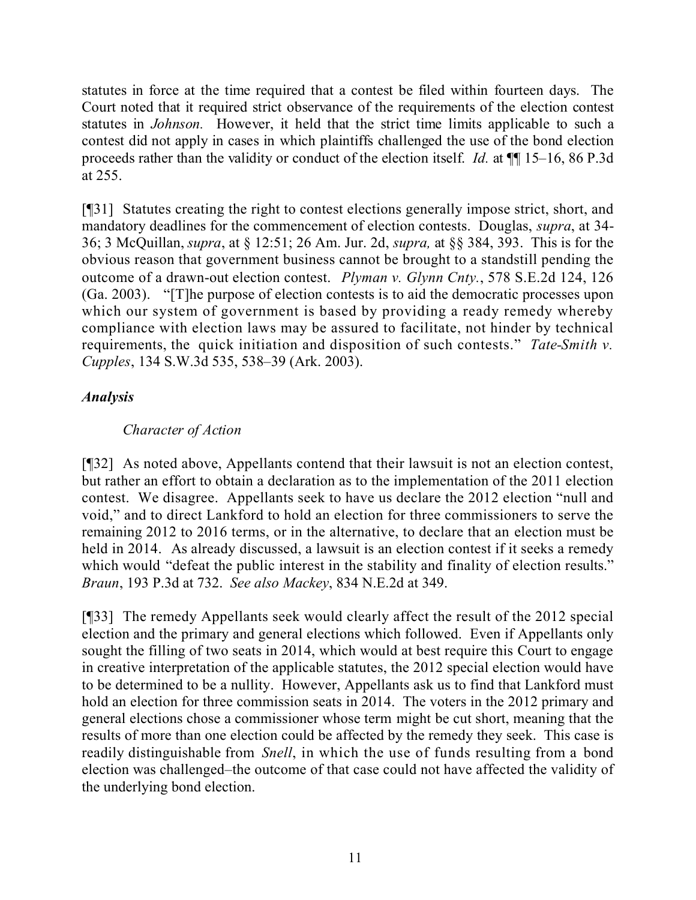statutes in force at the time required that a contest be filed within fourteen days. The Court noted that it required strict observance of the requirements of the election contest statutes in *Johnson.* However, it held that the strict time limits applicable to such a contest did not apply in cases in which plaintiffs challenged the use of the bond election proceeds rather than the validity or conduct of the election itself. *Id.* at ¶¶ 15–16, 86 P.3d at 255.

[¶31] Statutes creating the right to contest elections generally impose strict, short, and mandatory deadlines for the commencement of election contests. Douglas, *supra*, at 34-36; 3 McQuillan, *supra*, at § 12:51; 26 Am. Jur. 2d, *supra,* at §§ 384, 393. This is for the obvious reason that government business cannot be brought to a standstill pending the outcome of a drawn-out election contest. *Plyman v. Glynn Cnty.*, 578 S.E.2d 124, 126 (Ga. 2003). "[T]he purpose of election contests is to aid the democratic processes upon which our system of government is based by providing a ready remedy whereby compliance with election laws may be assured to facilitate, not hinder by technical requirements, the quick initiation and disposition of such contests." *Tate-Smith v. Cupples*, 134 S.W.3d 535, 538–39 (Ark. 2003).

### *Analysis*

#### *Character of Action*

[¶32] As noted above, Appellants contend that their lawsuit is not an election contest, but rather an effort to obtain a declaration as to the implementation of the 2011 election contest. We disagree. Appellants seek to have us declare the 2012 election "null and void," and to direct Lankford to hold an election for three commissioners to serve the remaining 2012 to 2016 terms, or in the alternative, to declare that an election must be held in 2014. As already discussed, a lawsuit is an election contest if it seeks a remedy which would "defeat the public interest in the stability and finality of election results." *Braun*, 193 P.3d at 732. *See also Mackey*, 834 N.E.2d at 349.

[¶33] The remedy Appellants seek would clearly affect the result of the 2012 special election and the primary and general elections which followed. Even if Appellants only sought the filling of two seats in 2014, which would at best require this Court to engage in creative interpretation of the applicable statutes, the 2012 special election would have to be determined to be a nullity. However, Appellants ask us to find that Lankford must hold an election for three commission seats in 2014. The voters in the 2012 primary and general elections chose a commissioner whose term might be cut short, meaning that the results of more than one election could be affected by the remedy they seek. This case is readily distinguishable from *Snell*, in which the use of funds resulting from a bond election was challenged–the outcome of that case could not have affected the validity of the underlying bond election.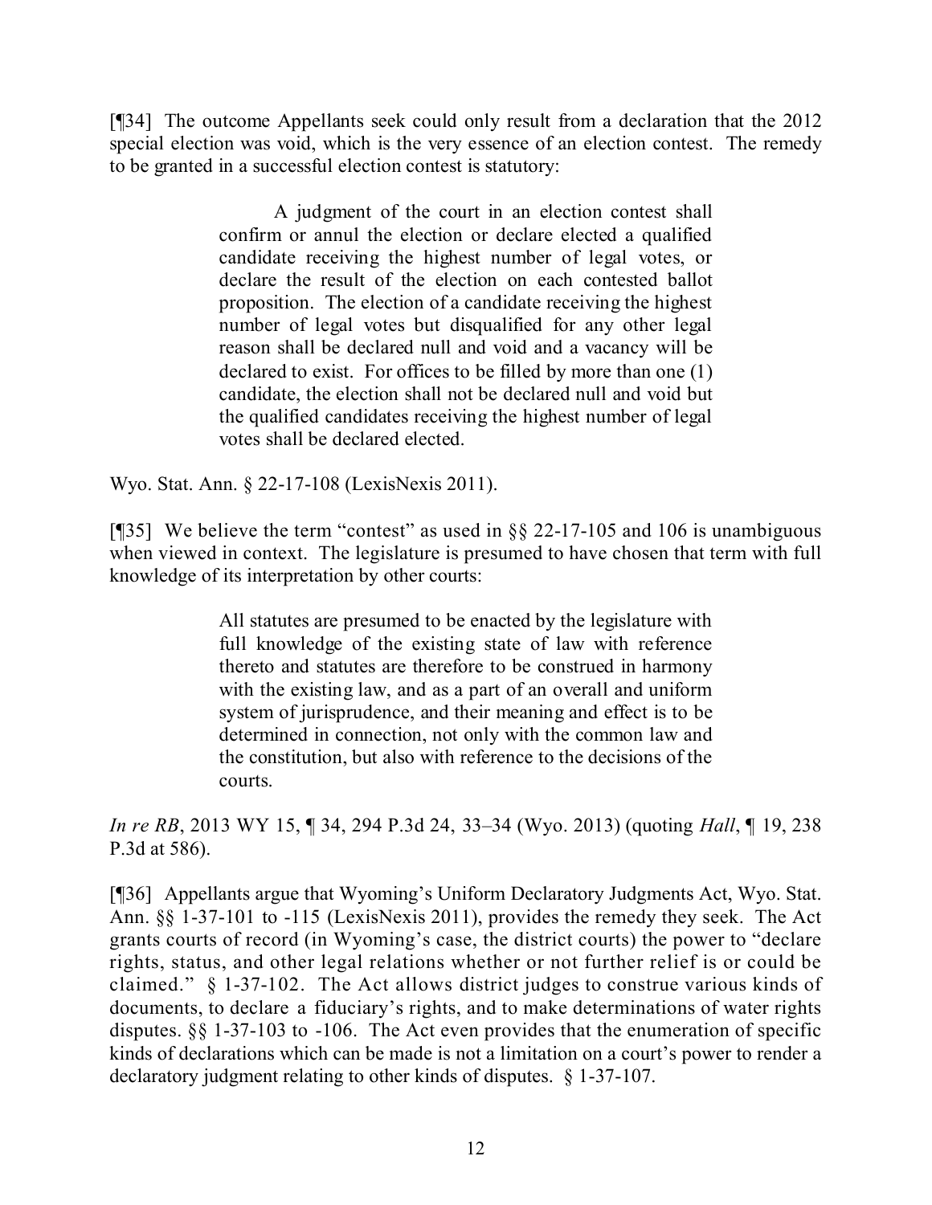[¶34] The outcome Appellants seek could only result from a declaration that the 2012 special election was void, which is the very essence of an election contest. The remedy to be granted in a successful election contest is statutory:

> A judgment of the court in an election contest shall confirm or annul the election or declare elected a qualified candidate receiving the highest number of legal votes, or declare the result of the election on each contested ballot proposition. The election of a candidate receiving the highest number of legal votes but disqualified for any other legal reason shall be declared null and void and a vacancy will be declared to exist. For offices to be filled by more than one (1) candidate, the election shall not be declared null and void but the qualified candidates receiving the highest number of legal votes shall be declared elected.

Wyo. Stat. Ann. § 22-17-108 (LexisNexis 2011).

[¶35] We believe the term "contest" as used in §§ 22-17-105 and 106 is unambiguous when viewed in context. The legislature is presumed to have chosen that term with full knowledge of its interpretation by other courts:

> All statutes are presumed to be enacted by the legislature with full knowledge of the existing state of law with reference thereto and statutes are therefore to be construed in harmony with the existing law, and as a part of an overall and uniform system of jurisprudence, and their meaning and effect is to be determined in connection, not only with the common law and the constitution, but also with reference to the decisions of the courts.

*In re RB*, 2013 WY 15, ¶ 34, 294 P.3d 24, 33–34 (Wyo. 2013) (quoting *Hall*, ¶ 19, 238 P.3d at 586).

[¶36] Appellants argue that Wyoming's Uniform Declaratory Judgments Act, Wyo. Stat. Ann. §§ 1-37-101 to -115 (LexisNexis 2011), provides the remedy they seek. The Act grants courts of record (in Wyoming's case, the district courts) the power to "declare rights, status, and other legal relations whether or not further relief is or could be claimed." § 1-37-102. The Act allows district judges to construe various kinds of documents, to declare a fiduciary's rights, and to make determinations of water rights disputes. §§ 1-37-103 to -106. The Act even provides that the enumeration of specific kinds of declarations which can be made is not a limitation on a court's power to render a declaratory judgment relating to other kinds of disputes. § 1-37-107.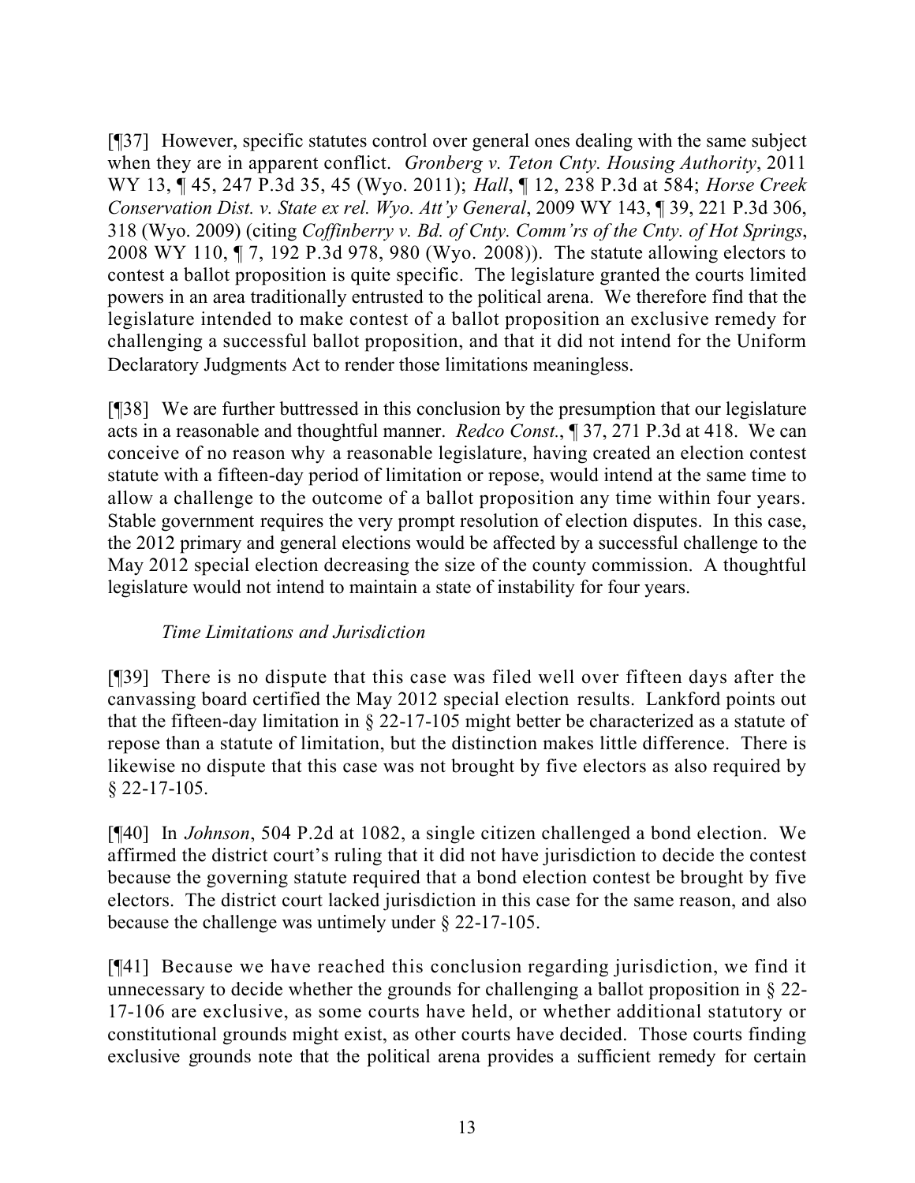[¶37] However, specific statutes control over general ones dealing with the same subject when they are in apparent conflict. *Gronberg v. Teton Cnty. Housing Authority*, 2011 WY 13, ¶ 45, 247 P.3d 35, 45 (Wyo. 2011); *Hall*, ¶ 12, 238 P.3d at 584; *Horse Creek Conservation Dist. v. State ex rel. Wyo. Att'y General*, 2009 WY 143, ¶ 39, 221 P.3d 306, 318 (Wyo. 2009) (citing *Coffinberry v. Bd. of Cnty. Comm'rs of the Cnty. of Hot Springs*, 2008 WY 110, ¶ 7, 192 P.3d 978, 980 (Wyo. 2008)). The statute allowing electors to contest a ballot proposition is quite specific. The legislature granted the courts limited powers in an area traditionally entrusted to the political arena. We therefore find that the legislature intended to make contest of a ballot proposition an exclusive remedy for challenging a successful ballot proposition, and that it did not intend for the Uniform Declaratory Judgments Act to render those limitations meaningless.

[¶38] We are further buttressed in this conclusion by the presumption that our legislature acts in a reasonable and thoughtful manner. *Redco Const.*, ¶ 37, 271 P.3d at 418. We can conceive of no reason why a reasonable legislature, having created an election contest statute with a fifteen-day period of limitation or repose, would intend at the same time to allow a challenge to the outcome of a ballot proposition any time within four years. Stable government requires the very prompt resolution of election disputes. In this case, the 2012 primary and general elections would be affected by a successful challenge to the May 2012 special election decreasing the size of the county commission. A thoughtful legislature would not intend to maintain a state of instability for four years.

*Time Limitations and Jurisdiction*

[¶39] There is no dispute that this case was filed well over fifteen days after the canvassing board certified the May 2012 special election results. Lankford points out that the fifteen-day limitation in § 22-17-105 might better be characterized as a statute of repose than a statute of limitation, but the distinction makes little difference. There is likewise no dispute that this case was not brought by five electors as also required by § 22-17-105.

[¶40] In *Johnson*, 504 P.2d at 1082, a single citizen challenged a bond election. We affirmed the district court's ruling that it did not have jurisdiction to decide the contest because the governing statute required that a bond election contest be brought by five electors. The district court lacked jurisdiction in this case for the same reason, and also because the challenge was untimely under § 22-17-105.

[¶41] Because we have reached this conclusion regarding jurisdiction, we find it unnecessary to decide whether the grounds for challenging a ballot proposition in § 22-17-106 are exclusive, as some courts have held, or whether additional statutory or constitutional grounds might exist, as other courts have decided. Those courts finding exclusive grounds note that the political arena provides a sufficient remedy for certain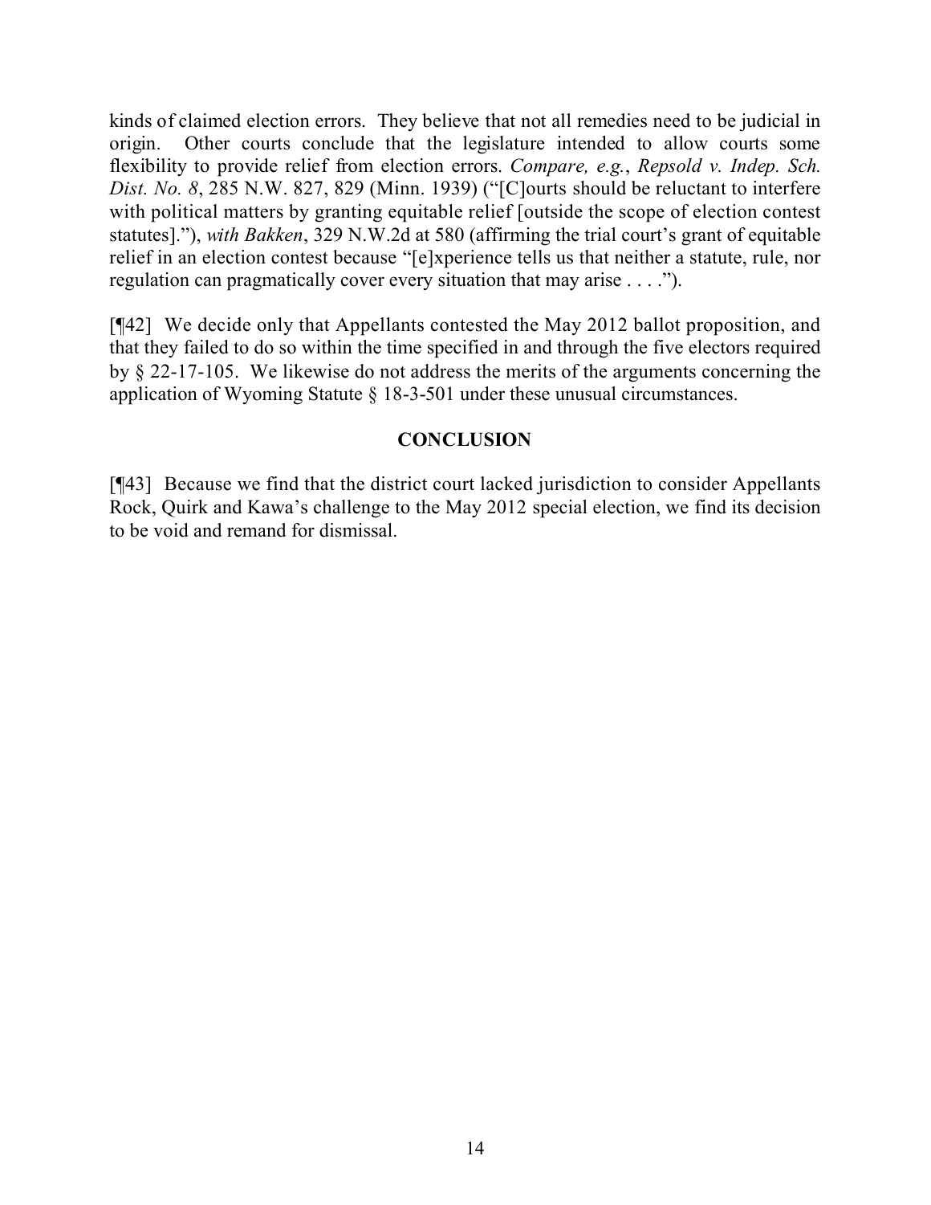kinds of claimed election errors. They believe that not all remedies need to be judicial in origin. Other courts conclude that the legislature intended to allow courts some flexibility to provide relief from election errors. *Compare, e.g.*, *Repsold v. Indep. Sch. Dist. No. 8*, 285 N.W. 827, 829 (Minn. 1939) ("[C]ourts should be reluctant to interfere with political matters by granting equitable relief [outside the scope of election contest statutes]."), *with Bakken*, 329 N.W.2d at 580 (affirming the trial court's grant of equitable relief in an election contest because "[e]xperience tells us that neither a statute, rule, nor regulation can pragmatically cover every situation that may arise . . . .").

[¶42] We decide only that Appellants contested the May 2012 ballot proposition, and that they failed to do so within the time specified in and through the five electors required by § 22-17-105. We likewise do not address the merits of the arguments concerning the application of Wyoming Statute § 18-3-501 under these unusual circumstances.

## CONCLUSION

[¶43] Because we find that the district court lacked jurisdiction to consider Appellants Rock, Quirk and Kawa's challenge to the May 2012 special election, we find its decision to be void and remand for dismissal.